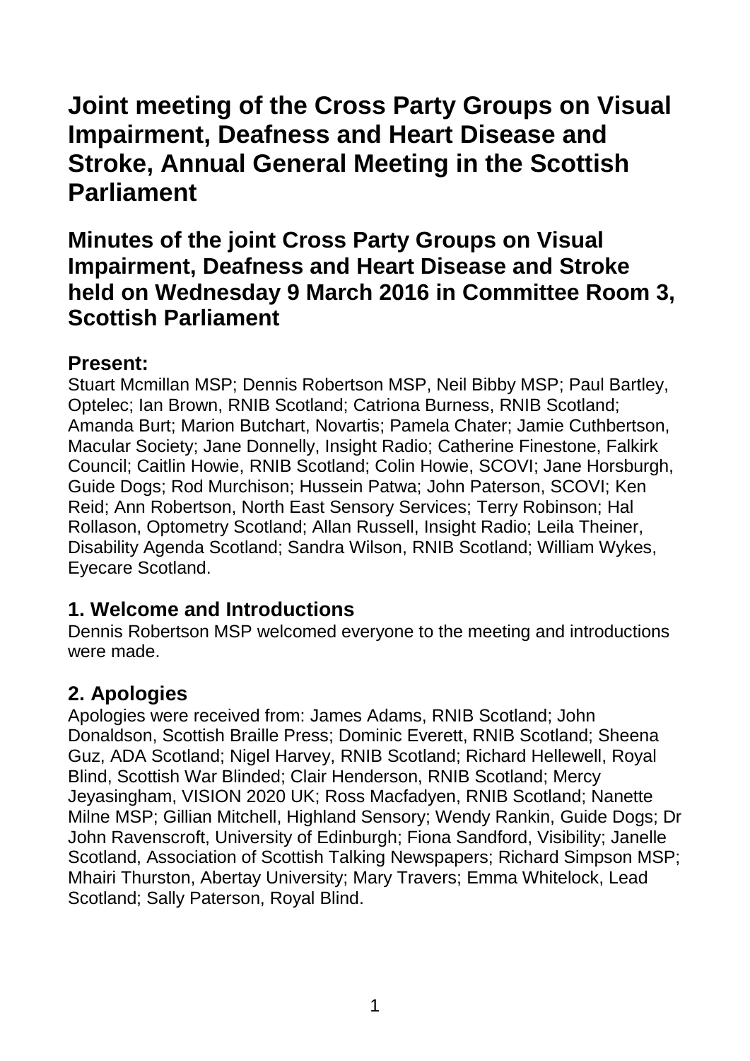# Joint meeting of the Cross Party Groups on Visual Impairment, Deafness and Heart Disease and Stroke, Annual General Meeting in the Scottish Parliament

## Minutes of the joint Cross Party Groups on Visual Impairment, Deafness and Heart Disease and Stroke held on Wednesday 9 March 2016 in Committee Room 3, Scottish Parliament

### Present:

Stuart Mcmillan MSP; Dennis Robertson MSP, Neil Bibby MSP; Paul Bartley, Optelec; Ian Brown, RNIB Scotland; Catriona Burness, RNIB Scotland; Amanda Burt; Marion Butchart, Novartis; Pamela Chater; Jamie Cuthbertson, Macular Society; Jane Donnelly, Insight Radio; Catherine Finestone, Falkirk Council; Caitlin Howie, RNIB Scotland; Colin Howie, SCOVI; Jane Horsburgh, Guide Dogs; Rod Murchison; Hussein Patwa; John Paterson, SCOVI; Ken Reid; Ann Robertson, North East Sensory Services; Terry Robinson; Hal Rollason, Optometry Scotland; Allan Russell, Insight Radio; Leila Theiner, Disability Agenda Scotland; Sandra Wilson, RNIB Scotland; William Wykes, Eyecare Scotland.

### 1. Welcome and Introductions

Dennis Robertson MSP welcomed everyone to the meeting and introductions were made.

### 2. Apologies

Apologies were received from: James Adams, RNIB Scotland; John Donaldson, Scottish Braille Press; Dominic Everett, RNIB Scotland; Sheena Guz, ADA Scotland; Nigel Harvey, RNIB Scotland; Richard Hellewell, Royal Blind, Scottish War Blinded; Clair Henderson, RNIB Scotland; Mercy Jeyasingham, VISION 2020 UK; Ross Macfadyen, RNIB Scotland; Nanette Milne MSP; Gillian Mitchell, Highland Sensory; Wendy Rankin, Guide Dogs; Dr John Ravenscroft, University of Edinburgh; Fiona Sandford, Visibility; Janelle Scotland, Association of Scottish Talking Newspapers; Richard Simpson MSP; Mhairi Thurston, Abertay University; Mary Travers; Emma Whitelock, Lead Scotland; Sally Paterson, Royal Blind.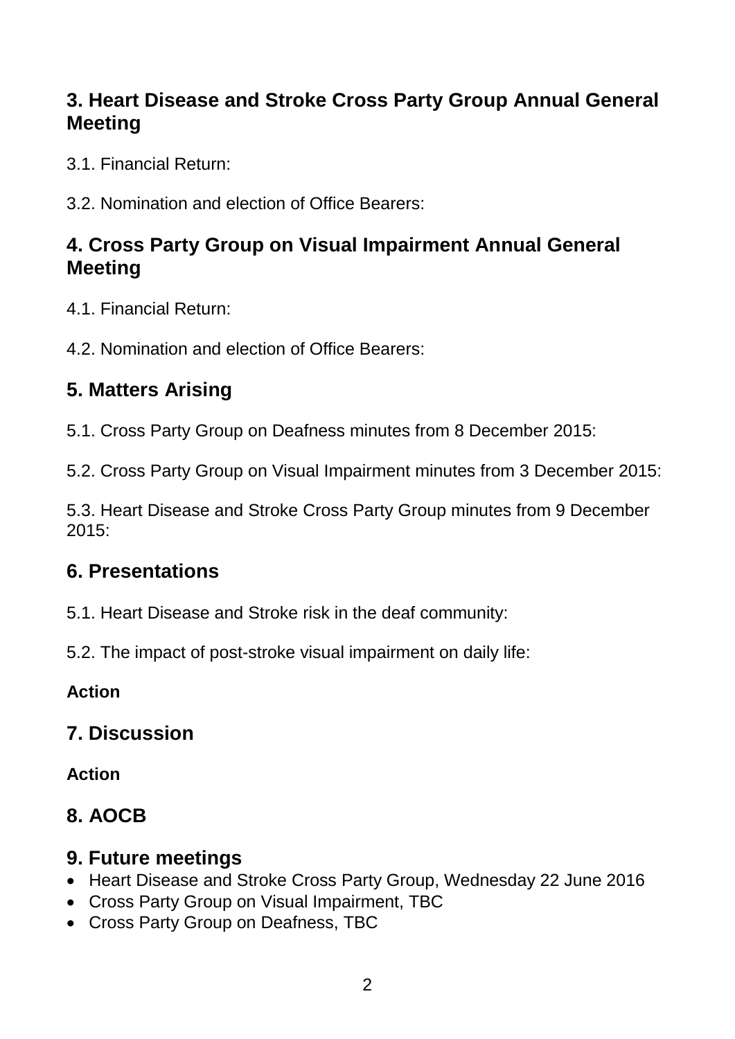## 3. Heart Disease and Stroke Cross Party Group Annual General Meeting

3.1. Financial Return:

3.2. Nomination and election of Office Bearers:

## 4. Cross Party Group on Visual Impairment Annual General Meeting

4.1. Financial Return:

4.2. Nomination and election of Office Bearers:

## 5. Matters Arising

5.1. Cross Party Group on Deafness minutes from 8 December 2015:

5.2. Cross Party Group on Visual Impairment minutes from 3 December 2015:

5.3. Heart Disease and Stroke Cross Party Group minutes from 9 December 2015:

## 6. Presentations

5.1. Heart Disease and Stroke risk in the deaf community:

5.2. The impact of post-stroke visual impairment on daily life:

**Action**

## 7. Discussion

**Action**

## 8. AOCB

## 9. Future meetings

- Heart Disease and Stroke Cross Party Group, Wednesday 22 June 2016
- Cross Party Group on Visual Impairment, TBC
- Cross Party Group on Deafness, TBC